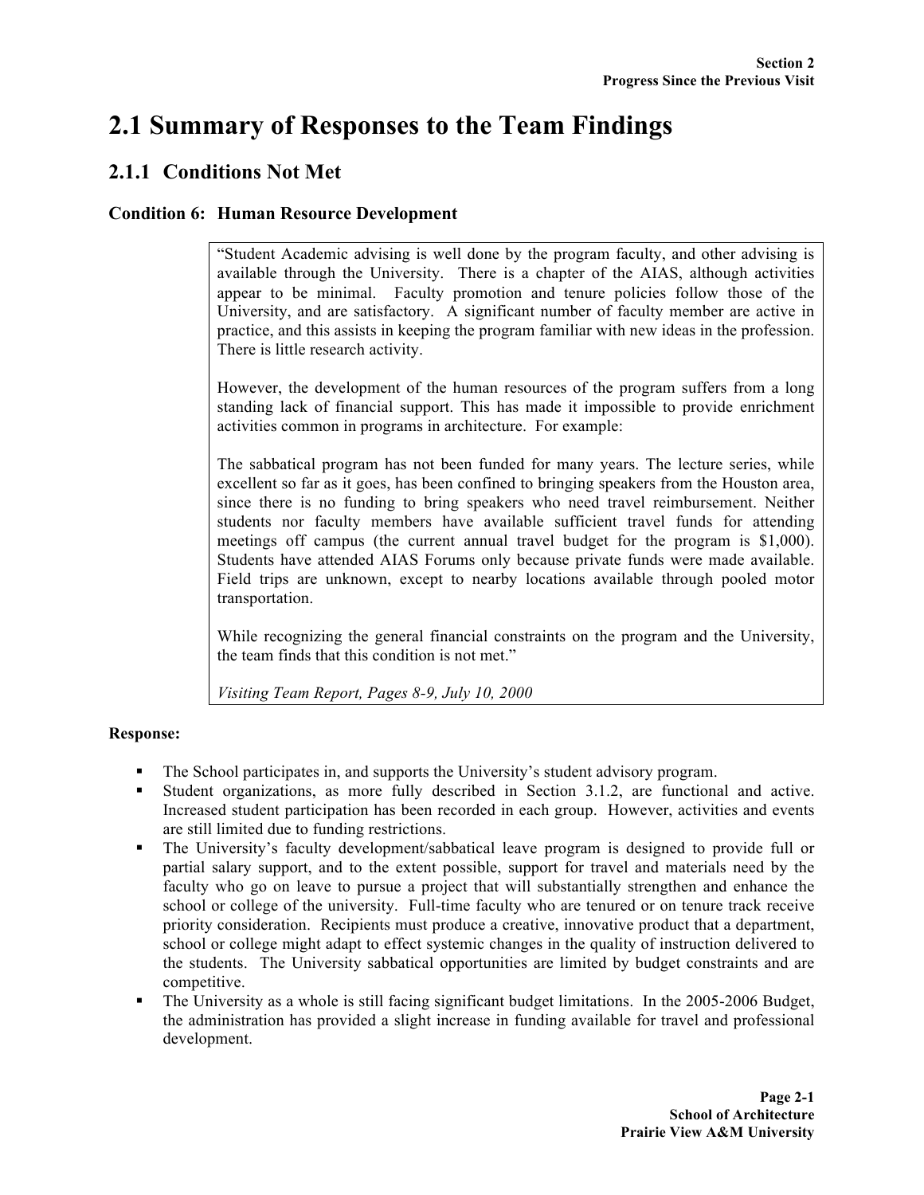# 2.1 Summary of Responses to the Team Findings

## 2.1.1 Conditions Not Met

### Condition 6: Human Resource Development

> "Student Academic advising is well done by the program faculty, and other advising is available through the University. There is a chapter of the AIAS, although activities appear to be minimal. Faculty promotion and tenure policies follow those of the University, and are satisfactory. A significant number of faculty member are active in practice, and this assists in keeping the program familiar with new ideas in the profession. There is little research activity.
>
> However, the development of the human resources of the program suffers from a long standing lack of financial support. This has made it impossible to provide enrichment activities common in programs in architecture. For example:
>
> The sabbatical program has not been funded for many years. The lecture series, while excellent so far as it goes, has been confined to bringing speakers from the Houston area, since there is no funding to bring speakers who need travel reimbursement. Neither students nor faculty members have available sufficient travel funds for attending meetings off campus (the current annual travel budget for the program is $1,000). Students have attended AIAS Forums only because private funds were made available. Field trips are unknown, except to nearby locations available through pooled motor transportation.
>
> While recognizing the general financial constraints on the program and the University, the team finds that this condition is not met."
>
> *Visiting Team Report, Pages 8-9, July 10, 2000*

**Response:**

- The School participates in, and supports the University's student advisory program.
- Student organizations, as more fully described in Section 3.1.2, are functional and active. Increased student participation has been recorded in each group. However, activities and events are still limited due to funding restrictions.
- The University's faculty development/sabbatical leave program is designed to provide full or partial salary support, and to the extent possible, support for travel and materials need by the faculty who go on leave to pursue a project that will substantially strengthen and enhance the school or college of the university. Full-time faculty who are tenured or on tenure track receive priority consideration. Recipients must produce a creative, innovative product that a department, school or college might adapt to effect systemic changes in the quality of instruction delivered to the students. The University sabbatical opportunities are limited by budget constraints and are competitive.
- The University as a whole is still facing significant budget limitations. In the 2005-2006 Budget, the administration has provided a slight increase in funding available for travel and professional development.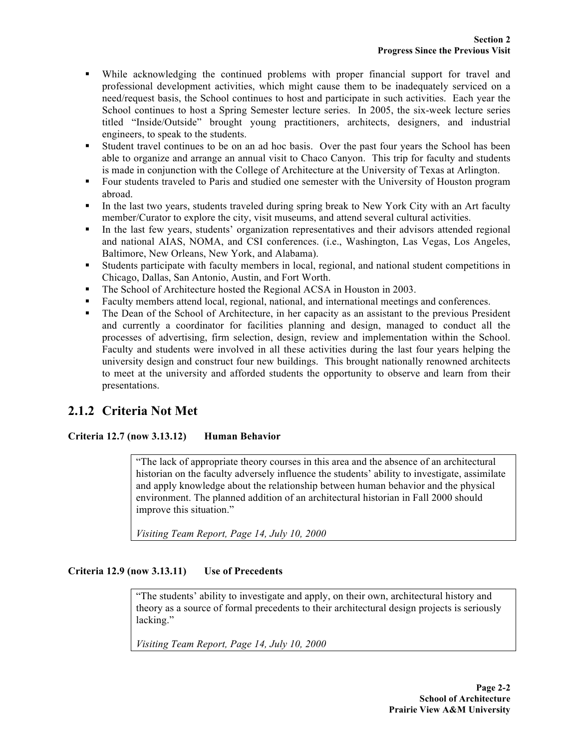- While acknowledging the continued problems with proper financial support for travel and professional development activities, which might cause them to be inadequately serviced on a need/request basis, the School continues to host and participate in such activities. Each year the School continues to host a Spring Semester lecture series. In 2005, the six-week lecture series titled "Inside/Outside" brought young practitioners, architects, designers, and industrial engineers, to speak to the students.
- Student travel continues to be on an ad hoc basis. Over the past four years the School has been able to organize and arrange an annual visit to Chaco Canyon. This trip for faculty and students is made in conjunction with the College of Architecture at the University of Texas at Arlington.
- Four students traveled to Paris and studied one semester with the University of Houston program abroad.
- In the last two years, students traveled during spring break to New York City with an Art faculty member/Curator to explore the city, visit museums, and attend several cultural activities.
- In the last few years, students' organization representatives and their advisors attended regional and national AIAS, NOMA, and CSI conferences. (i.e., Washington, Las Vegas, Los Angeles, Baltimore, New Orleans, New York, and Alabama).
- Students participate with faculty members in local, regional, and national student competitions in Chicago, Dallas, San Antonio, Austin, and Fort Worth.
- The School of Architecture hosted the Regional ACSA in Houston in 2003.
- Faculty members attend local, regional, national, and international meetings and conferences.
- The Dean of the School of Architecture, in her capacity as an assistant to the previous President and currently a coordinator for facilities planning and design, managed to conduct all the processes of advertising, firm selection, design, review and implementation within the School. Faculty and students were involved in all these activities during the last four years helping the university design and construct four new buildings. This brought nationally renowned architects to meet at the university and afforded students the opportunity to observe and learn from their presentations.

## 2.1.2 Criteria Not Met

**Criteria 12.7 (now 3.13.12) Human Behavior**

> "The lack of appropriate theory courses in this area and the absence of an architectural historian on the faculty adversely influence the students' ability to investigate, assimilate and apply knowledge about the relationship between human behavior and the physical environment. The planned addition of an architectural historian in Fall 2000 should improve this situation."
>
> *Visiting Team Report, Page 14, July 10, 2000*

**Criteria 12.9 (now 3.13.11) Use of Precedents**

> "The students' ability to investigate and apply, on their own, architectural history and theory as a source of formal precedents to their architectural design projects is seriously lacking."
>
> *Visiting Team Report, Page 14, July 10, 2000*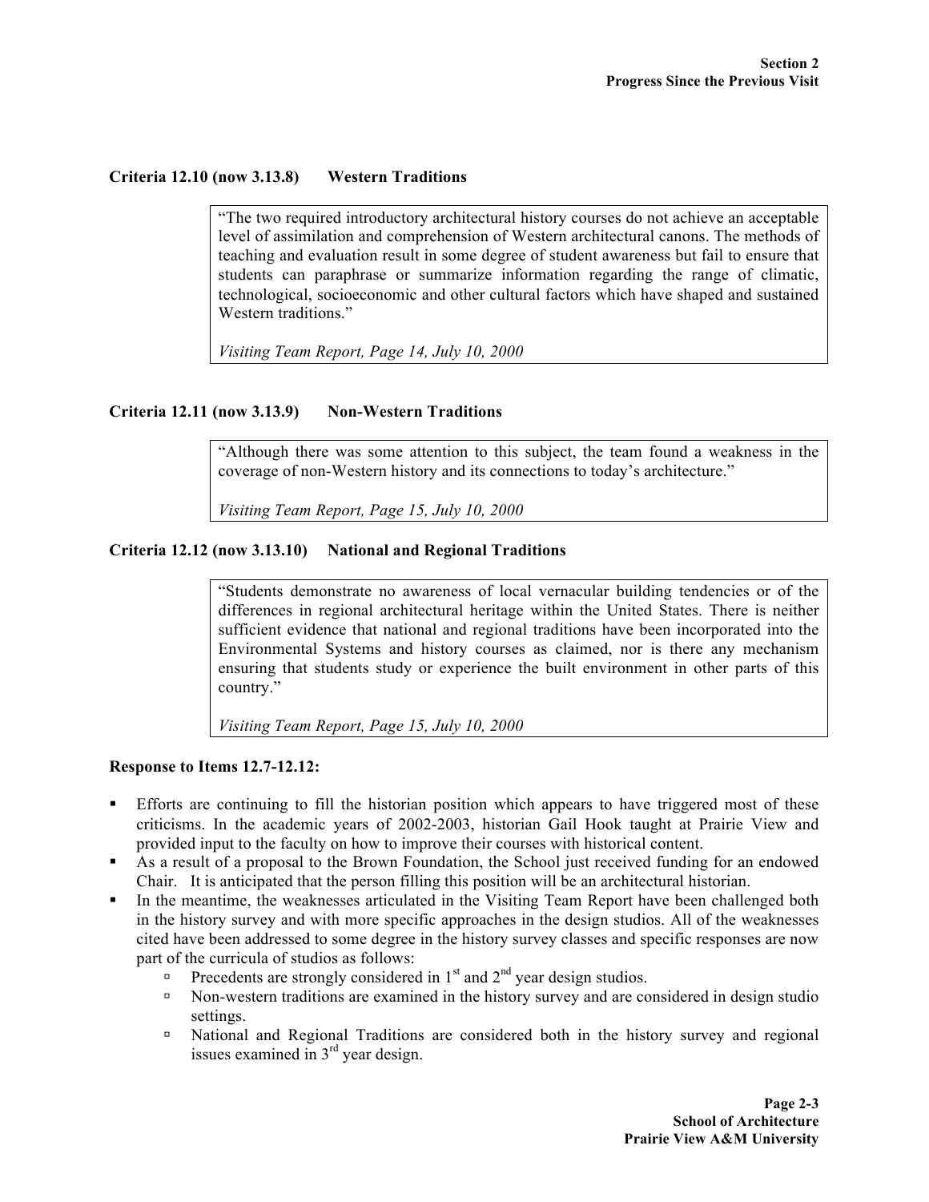### Criteria 12.10 (now 3.13.8) Western Traditions

> "The two required introductory architectural history courses do not achieve an acceptable level of assimilation and comprehension of Western architectural canons. The methods of teaching and evaluation result in some degree of student awareness but fail to ensure that students can paraphrase or summarize information regarding the range of climatic, technological, socioeconomic and other cultural factors which have shaped and sustained Western traditions."
>
> *Visiting Team Report, Page 14, July 10, 2000*

### Criteria 12.11 (now 3.13.9) Non-Western Traditions

> "Although there was some attention to this subject, the team found a weakness in the coverage of non-Western history and its connections to today's architecture."
>
> *Visiting Team Report, Page 15, July 10, 2000*

### Criteria 12.12 (now 3.13.10) National and Regional Traditions

> "Students demonstrate no awareness of local vernacular building tendencies or of the differences in regional architectural heritage within the United States. There is neither sufficient evidence that national and regional traditions have been incorporated into the Environmental Systems and history courses as claimed, nor is there any mechanism ensuring that students study or experience the built environment in other parts of this country."
>
> *Visiting Team Report, Page 15, July 10, 2000*

**Response to Items 12.7-12.12:**

- Efforts are continuing to fill the historian position which appears to have triggered most of these criticisms. In the academic years of 2002-2003, historian Gail Hook taught at Prairie View and provided input to the faculty on how to improve their courses with historical content.
- As a result of a proposal to the Brown Foundation, the School just received funding for an endowed Chair. It is anticipated that the person filling this position will be an architectural historian.
- In the meantime, the weaknesses articulated in the Visiting Team Report have been challenged both in the history survey and with more specific approaches in the design studios. All of the weaknesses cited have been addressed to some degree in the history survey classes and specific responses are now part of the curricula of studios as follows:
  - Precedents are strongly considered in 1st and 2nd year design studios.
  - Non-western traditions are examined in the history survey and are considered in design studio settings.
  - National and Regional Traditions are considered both in the history survey and regional issues examined in 3rd year design.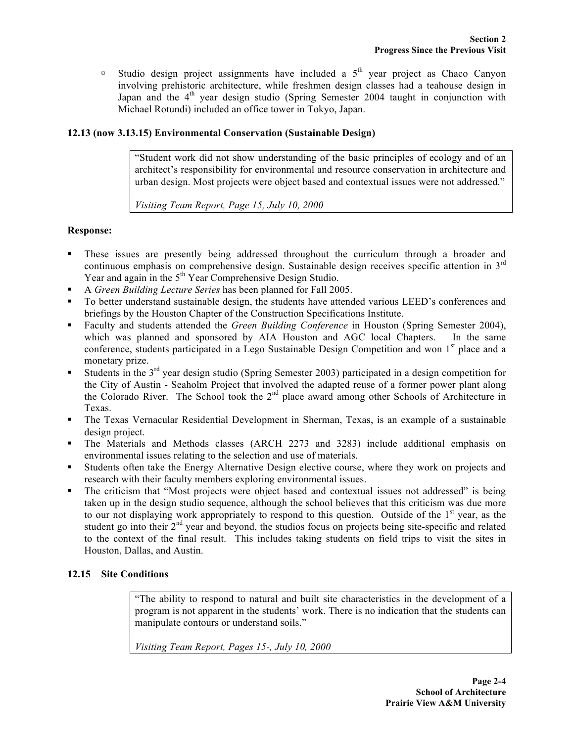- Studio design project assignments have included a 5th year project as Chaco Canyon involving prehistoric architecture, while freshmen design classes had a teahouse design in Japan and the 4th year design studio (Spring Semester 2004 taught in conjunction with Michael Rotundi) included an office tower in Tokyo, Japan.

### 12.13 (now 3.13.15) Environmental Conservation (Sustainable Design)

> "Student work did not show understanding of the basic principles of ecology and of an architect's responsibility for environmental and resource conservation in architecture and urban design. Most projects were object based and contextual issues were not addressed."
>
> *Visiting Team Report, Page 15, July 10, 2000*

**Response:**

- These issues are presently being addressed throughout the curriculum through a broader and continuous emphasis on comprehensive design. Sustainable design receives specific attention in 3rd Year and again in the 5th Year Comprehensive Design Studio.
- A *Green Building Lecture Series* has been planned for Fall 2005.
- To better understand sustainable design, the students have attended various LEED's conferences and briefings by the Houston Chapter of the Construction Specifications Institute.
- Faculty and students attended the *Green Building Conference* in Houston (Spring Semester 2004), which was planned and sponsored by AIA Houston and AGC local Chapters. In the same conference, students participated in a Lego Sustainable Design Competition and won 1st place and a monetary prize.
- Students in the 3rd year design studio (Spring Semester 2003) participated in a design competition for the City of Austin - Seaholm Project that involved the adapted reuse of a former power plant along the Colorado River. The School took the 2nd place award among other Schools of Architecture in Texas.
- The Texas Vernacular Residential Development in Sherman, Texas, is an example of a sustainable design project.
- The Materials and Methods classes (ARCH 2273 and 3283) include additional emphasis on environmental issues relating to the selection and use of materials.
- Students often take the Energy Alternative Design elective course, where they work on projects and research with their faculty members exploring environmental issues.
- The criticism that "Most projects were object based and contextual issues not addressed" is being taken up in the design studio sequence, although the school believes that this criticism was due more to our not displaying work appropriately to respond to this question. Outside of the 1st year, as the student go into their 2nd year and beyond, the studios focus on projects being site-specific and related to the context of the final result. This includes taking students on field trips to visit the sites in Houston, Dallas, and Austin.

### 12.15 Site Conditions

> "The ability to respond to natural and built site characteristics in the development of a program is not apparent in the students' work. There is no indication that the students can manipulate contours or understand soils."
>
> *Visiting Team Report, Pages 15-, July 10, 2000*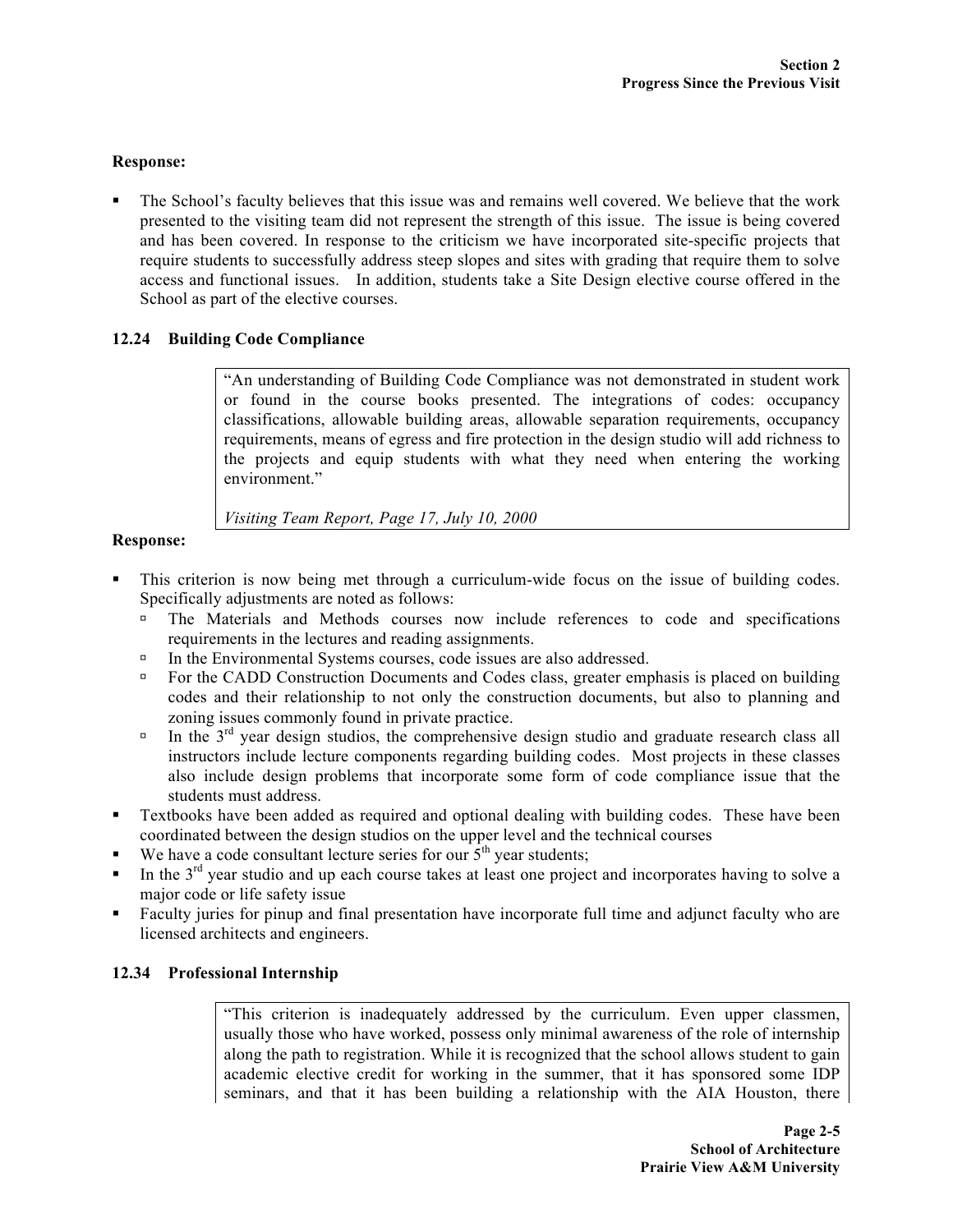**Response:**

- The School's faculty believes that this issue was and remains well covered. We believe that the work presented to the visiting team did not represent the strength of this issue. The issue is being covered and has been covered. In response to the criticism we have incorporated site-specific projects that require students to successfully address steep slopes and sites with grading that require them to solve access and functional issues. In addition, students take a Site Design elective course offered in the School as part of the elective courses.

### 12.24 Building Code Compliance

> "An understanding of Building Code Compliance was not demonstrated in student work or found in the course books presented. The integrations of codes: occupancy classifications, allowable building areas, allowable separation requirements, occupancy requirements, means of egress and fire protection in the design studio will add richness to the projects and equip students with what they need when entering the working environment."
>
> *Visiting Team Report, Page 17, July 10, 2000*

**Response:**

- This criterion is now being met through a curriculum-wide focus on the issue of building codes. Specifically adjustments are noted as follows:
  - The Materials and Methods courses now include references to code and specifications requirements in the lectures and reading assignments.
  - In the Environmental Systems courses, code issues are also addressed.
  - For the CADD Construction Documents and Codes class, greater emphasis is placed on building codes and their relationship to not only the construction documents, but also to planning and zoning issues commonly found in private practice.
  - In the 3rd year design studios, the comprehensive design studio and graduate research class all instructors include lecture components regarding building codes. Most projects in these classes also include design problems that incorporate some form of code compliance issue that the students must address.
- Textbooks have been added as required and optional dealing with building codes. These have been coordinated between the design studios on the upper level and the technical courses
- We have a code consultant lecture series for our 5th year students;
- In the 3rd year studio and up each course takes at least one project and incorporates having to solve a major code or life safety issue
- Faculty juries for pinup and final presentation have incorporate full time and adjunct faculty who are licensed architects and engineers.

### 12.34 Professional Internship

> "This criterion is inadequately addressed by the curriculum. Even upper classmen, usually those who have worked, possess only minimal awareness of the role of internship along the path to registration. While it is recognized that the school allows student to gain academic elective credit for working in the summer, that it has sponsored some IDP seminars, and that it has been building a relationship with the AIA Houston, there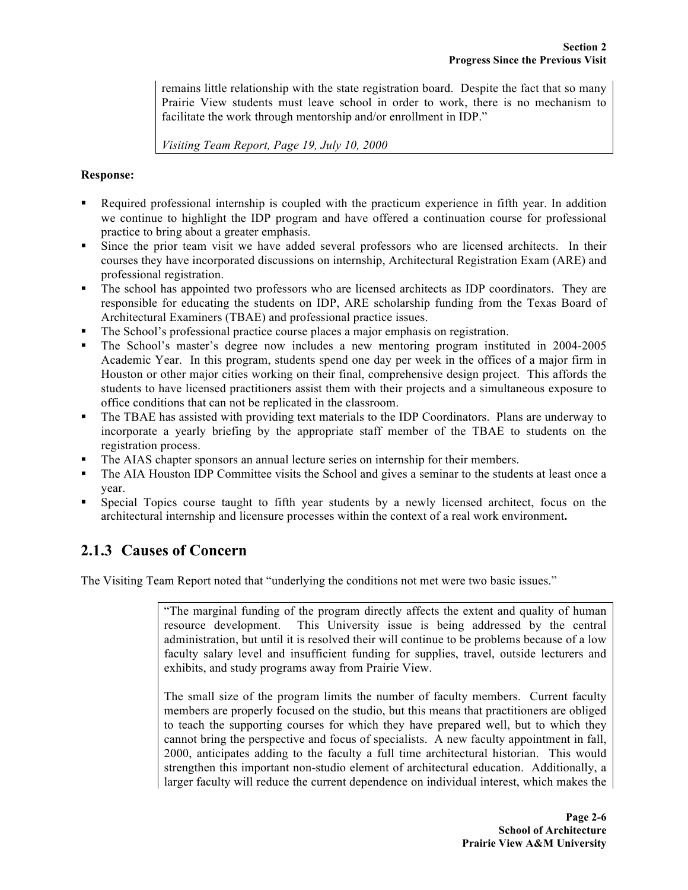> remains little relationship with the state registration board. Despite the fact that so many Prairie View students must leave school in order to work, there is no mechanism to facilitate the work through mentorship and/or enrollment in IDP."
>
> *Visiting Team Report, Page 19, July 10, 2000*

**Response:**

- Required professional internship is coupled with the practicum experience in fifth year. In addition we continue to highlight the IDP program and have offered a continuation course for professional practice to bring about a greater emphasis.
- Since the prior team visit we have added several professors who are licensed architects. In their courses they have incorporated discussions on internship, Architectural Registration Exam (ARE) and professional registration.
- The school has appointed two professors who are licensed architects as IDP coordinators. They are responsible for educating the students on IDP, ARE scholarship funding from the Texas Board of Architectural Examiners (TBAE) and professional practice issues.
- The School's professional practice course places a major emphasis on registration.
- The School's master's degree now includes a new mentoring program instituted in 2004-2005 Academic Year. In this program, students spend one day per week in the offices of a major firm in Houston or other major cities working on their final, comprehensive design project. This affords the students to have licensed practitioners assist them with their projects and a simultaneous exposure to office conditions that can not be replicated in the classroom.
- The TBAE has assisted with providing text materials to the IDP Coordinators. Plans are underway to incorporate a yearly briefing by the appropriate staff member of the TBAE to students on the registration process.
- The AIAS chapter sponsors an annual lecture series on internship for their members.
- The AIA Houston IDP Committee visits the School and gives a seminar to the students at least once a year.
- Special Topics course taught to fifth year students by a newly licensed architect, focus on the architectural internship and licensure processes within the context of a real work environment**.**

## 2.1.3 Causes of Concern

The Visiting Team Report noted that "underlying the conditions not met were two basic issues."

> "The marginal funding of the program directly affects the extent and quality of human resource development. This University issue is being addressed by the central administration, but until it is resolved their will continue to be problems because of a low faculty salary level and insufficient funding for supplies, travel, outside lecturers and exhibits, and study programs away from Prairie View.
>
> The small size of the program limits the number of faculty members. Current faculty members are properly focused on the studio, but this means that practitioners are obliged to teach the supporting courses for which they have prepared well, but to which they cannot bring the perspective and focus of specialists. A new faculty appointment in fall, 2000, anticipates adding to the faculty a full time architectural historian. This would strengthen this important non-studio element of architectural education. Additionally, a larger faculty will reduce the current dependence on individual interest, which makes the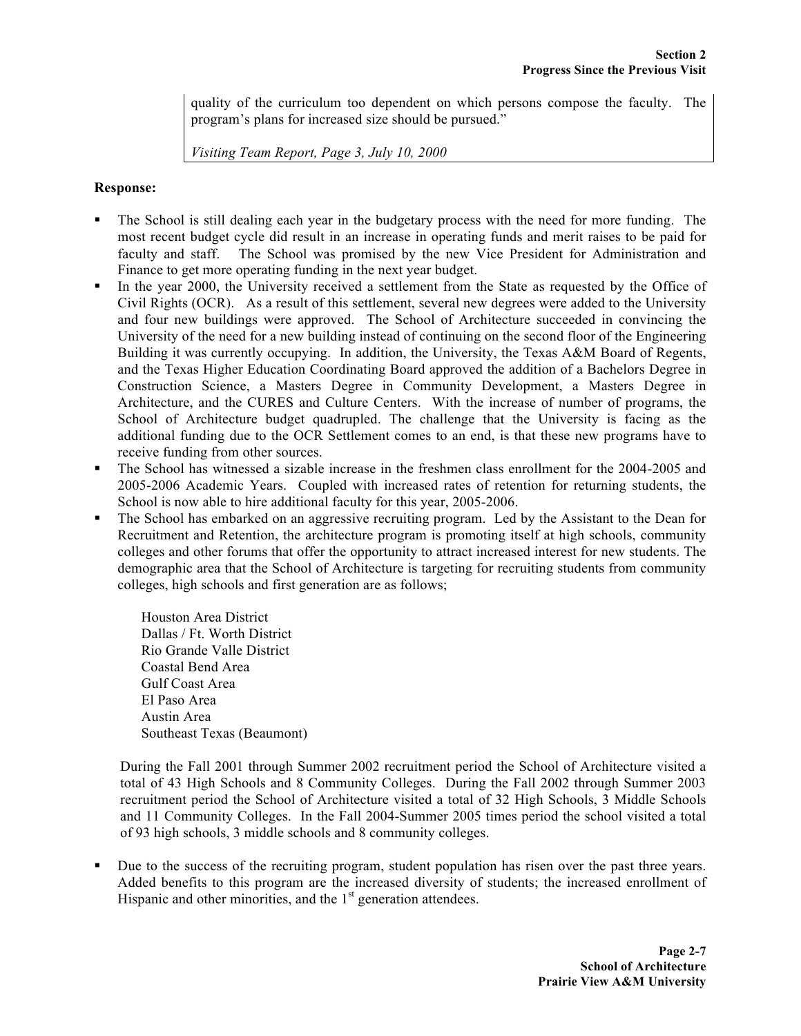quality of the curriculum too dependent on which persons compose the faculty. The program's plans for increased size should be pursued."

*Visiting Team Report, Page 3, July 10, 2000*

**Response:**

- The School is still dealing each year in the budgetary process with the need for more funding. The most recent budget cycle did result in an increase in operating funds and merit raises to be paid for faculty and staff. The School was promised by the new Vice President for Administration and Finance to get more operating funding in the next year budget.
- In the year 2000, the University received a settlement from the State as requested by the Office of Civil Rights (OCR). As a result of this settlement, several new degrees were added to the University and four new buildings were approved. The School of Architecture succeeded in convincing the University of the need for a new building instead of continuing on the second floor of the Engineering Building it was currently occupying. In addition, the University, the Texas A&M Board of Regents, and the Texas Higher Education Coordinating Board approved the addition of a Bachelors Degree in Construction Science, a Masters Degree in Community Development, a Masters Degree in Architecture, and the CURES and Culture Centers. With the increase of number of programs, the School of Architecture budget quadrupled. The challenge that the University is facing as the additional funding due to the OCR Settlement comes to an end, is that these new programs have to receive funding from other sources.
- The School has witnessed a sizable increase in the freshmen class enrollment for the 2004-2005 and 2005-2006 Academic Years. Coupled with increased rates of retention for returning students, the School is now able to hire additional faculty for this year, 2005-2006.
- The School has embarked on an aggressive recruiting program. Led by the Assistant to the Dean for Recruitment and Retention, the architecture program is promoting itself at high schools, community colleges and other forums that offer the opportunity to attract increased interest for new students. The demographic area that the School of Architecture is targeting for recruiting students from community colleges, high schools and first generation are as follows;

  Houston Area District
  Dallas / Ft. Worth District
  Rio Grande Valle District
  Coastal Bend Area
  Gulf Coast Area
  El Paso Area
  Austin Area
  Southeast Texas (Beaumont)

  During the Fall 2001 through Summer 2002 recruitment period the School of Architecture visited a total of 43 High Schools and 8 Community Colleges. During the Fall 2002 through Summer 2003 recruitment period the School of Architecture visited a total of 32 High Schools, 3 Middle Schools and 11 Community Colleges. In the Fall 2004-Summer 2005 times period the school visited a total of 93 high schools, 3 middle schools and 8 community colleges.

- Due to the success of the recruiting program, student population has risen over the past three years. Added benefits to this program are the increased diversity of students; the increased enrollment of Hispanic and other minorities, and the 1st generation attendees.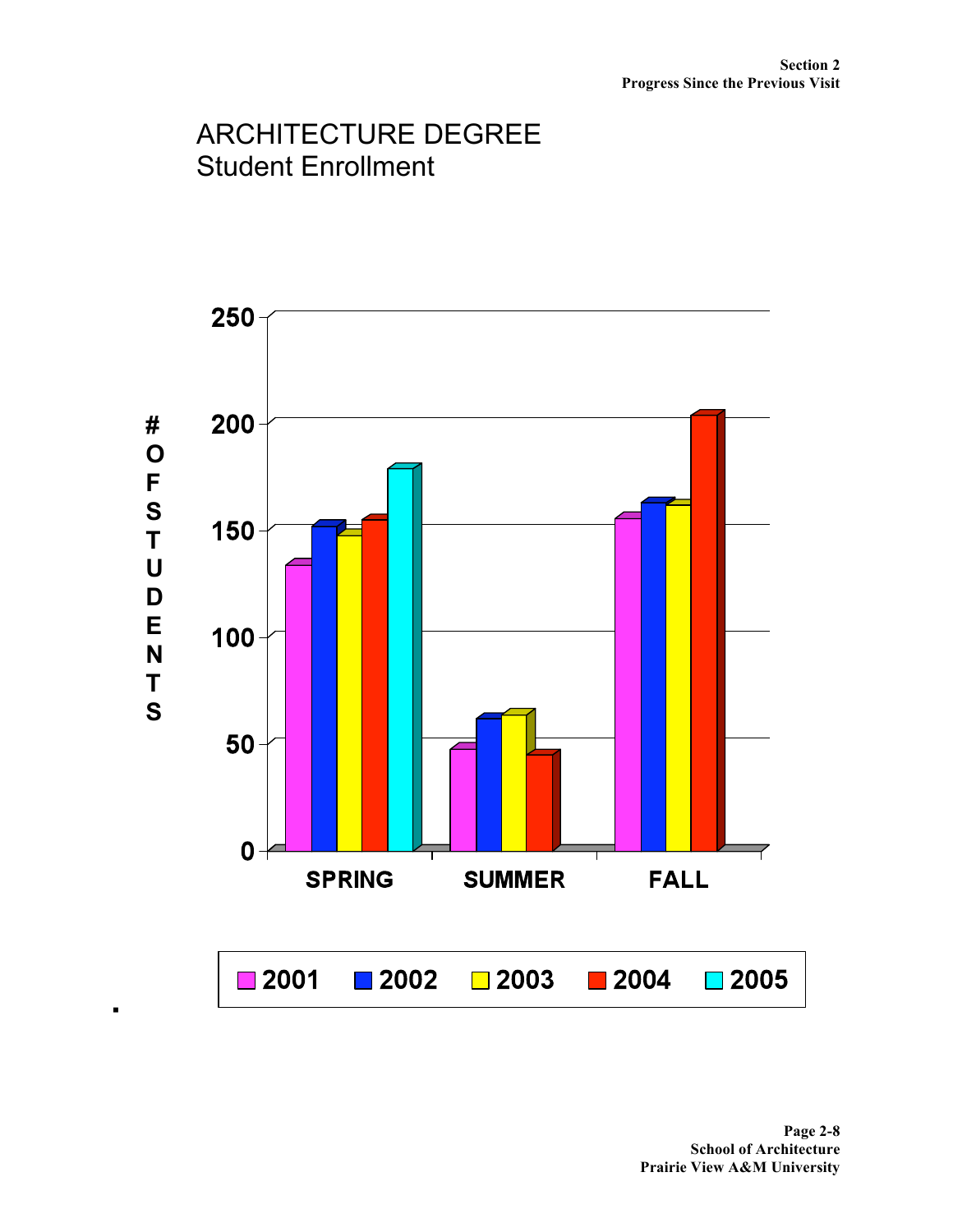# ARCHITECTURE DEGREE
Student Enrollment

# OF STUDENTS

| | SPRING | SUMMER | FALL |
|---|---|---|---|
| 2001 | 133 | 47 | 155 |
| 2002 | 151 | 61 | 162 |
| 2003 | 147 | 63 | 161 |
| 2004 | 154 | 44 | 203 |
| 2005 | 178 | | |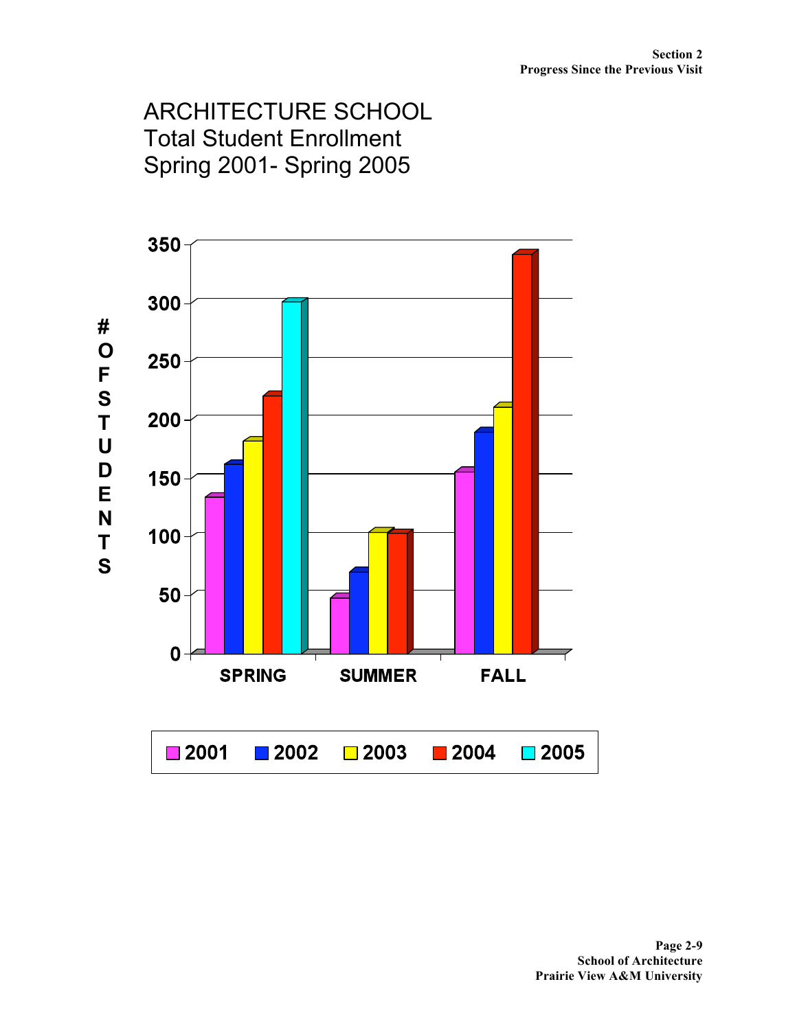# ARCHITECTURE SCHOOL
Total Student Enrollment
Spring 2001- Spring 2005

# OF STUDENTS

350
300
250
200
150
100
50
0

SPRING SUMMER FALL

2001 2002 2003 2004 2005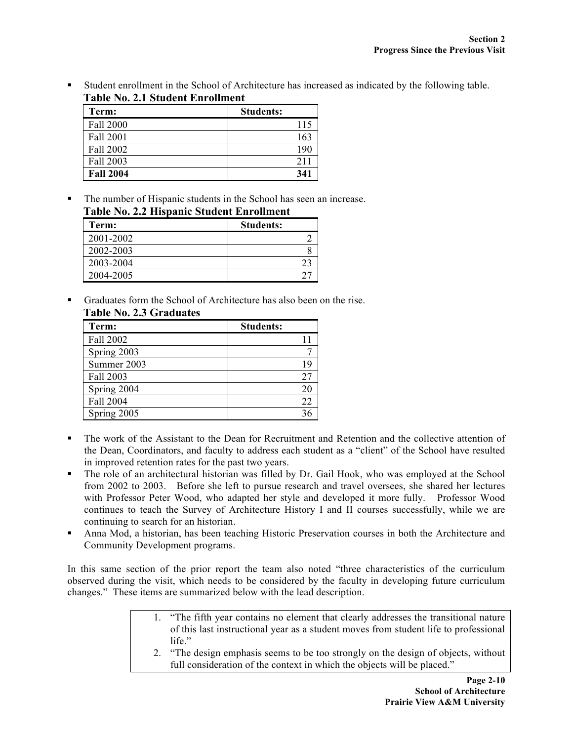- Student enrollment in the School of Architecture has increased as indicated by the following table.

**Table No. 2.1 Student Enrollment**

| Term: | Students: |
|---|---|
| Fall 2000 | 115 |
| Fall 2001 | 163 |
| Fall 2002 | 190 |
| Fall 2003 | 211 |
| **Fall 2004** | **341** |

- The number of Hispanic students in the School has seen an increase.

**Table No. 2.2 Hispanic Student Enrollment**

| Term: | Students: |
|---|---|
| 2001-2002 | 2 |
| 2002-2003 | 8 |
| 2003-2004 | 23 |
| 2004-2005 | 27 |

- Graduates form the School of Architecture has also been on the rise.

**Table No. 2.3 Graduates**

| Term: | Students: |
|---|---|
| Fall 2002 | 11 |
| Spring 2003 | 7 |
| Summer 2003 | 19 |
| Fall 2003 | 27 |
| Spring 2004 | 20 |
| Fall 2004 | 22 |
| Spring 2005 | 36 |

- The work of the Assistant to the Dean for Recruitment and Retention and the collective attention of the Dean, Coordinators, and faculty to address each student as a "client" of the School have resulted in improved retention rates for the past two years.
- The role of an architectural historian was filled by Dr. Gail Hook, who was employed at the School from 2002 to 2003. Before she left to pursue research and travel oversees, she shared her lectures with Professor Peter Wood, who adapted her style and developed it more fully. Professor Wood continues to teach the Survey of Architecture History I and II courses successfully, while we are continuing to search for an historian.
- Anna Mod, a historian, has been teaching Historic Preservation courses in both the Architecture and Community Development programs.

In this same section of the prior report the team also noted "three characteristics of the curriculum observed during the visit, which needs to be considered by the faculty in developing future curriculum changes." These items are summarized below with the lead description.

1. "The fifth year contains no element that clearly addresses the transitional nature of this last instructional year as a student moves from student life to professional life."
2. "The design emphasis seems to be too strongly on the design of objects, without full consideration of the context in which the objects will be placed."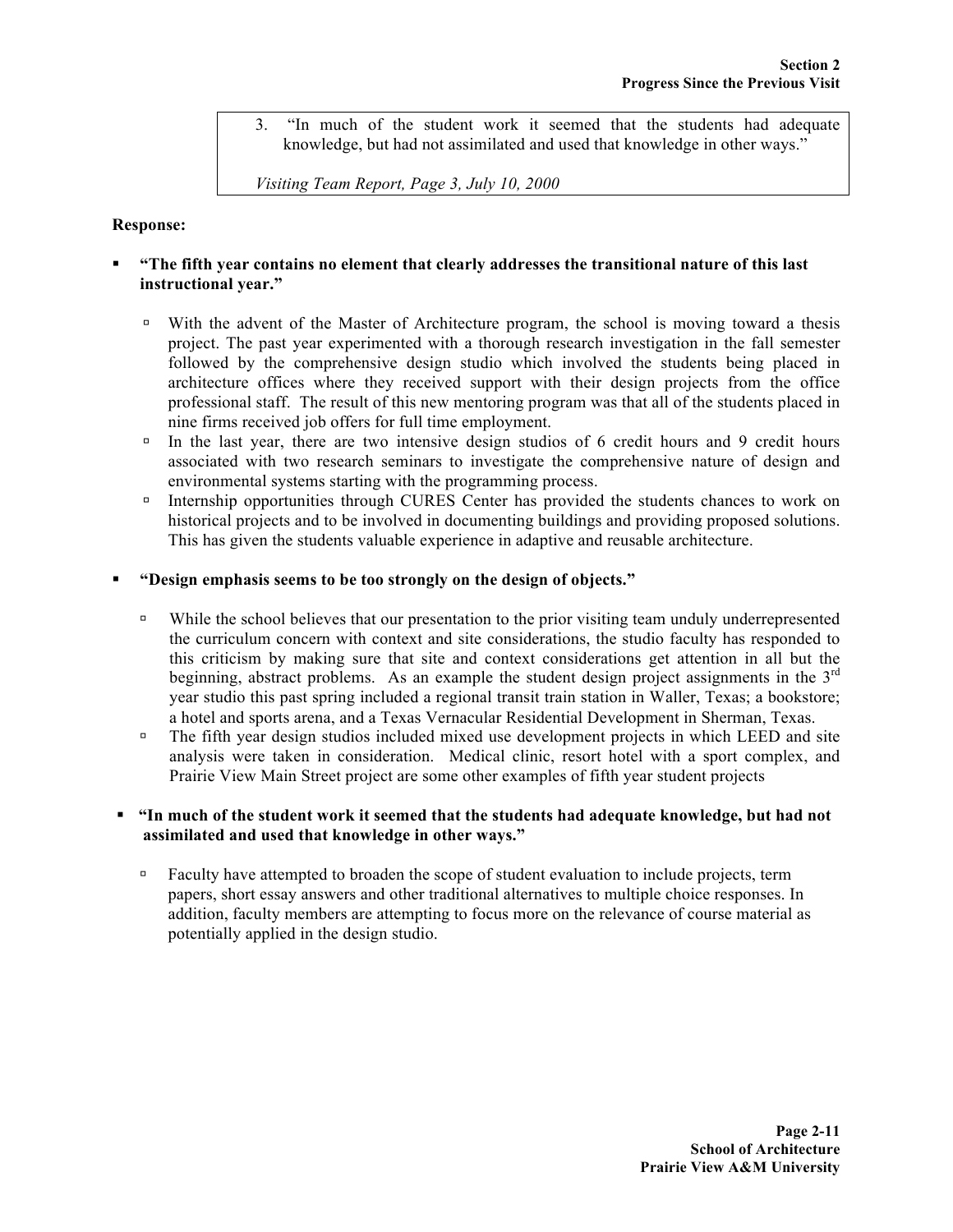> 3. "In much of the student work it seemed that the students had adequate knowledge, but had not assimilated and used that knowledge in other ways."
>
> *Visiting Team Report, Page 3, July 10, 2000*

**Response:**

- **"The fifth year contains no element that clearly addresses the transitional nature of this last instructional year."**
  - With the advent of the Master of Architecture program, the school is moving toward a thesis project. The past year experimented with a thorough research investigation in the fall semester followed by the comprehensive design studio which involved the students being placed in architecture offices where they received support with their design projects from the office professional staff. The result of this new mentoring program was that all of the students placed in nine firms received job offers for full time employment.
  - In the last year, there are two intensive design studios of 6 credit hours and 9 credit hours associated with two research seminars to investigate the comprehensive nature of design and environmental systems starting with the programming process.
  - Internship opportunities through CURES Center has provided the students chances to work on historical projects and to be involved in documenting buildings and providing proposed solutions. This has given the students valuable experience in adaptive and reusable architecture.

- **"Design emphasis seems to be too strongly on the design of objects."**
  - While the school believes that our presentation to the prior visiting team unduly underrepresented the curriculum concern with context and site considerations, the studio faculty has responded to this criticism by making sure that site and context considerations get attention in all but the beginning, abstract problems. As an example the student design project assignments in the 3rd year studio this past spring included a regional transit train station in Waller, Texas; a bookstore; a hotel and sports arena, and a Texas Vernacular Residential Development in Sherman, Texas.
  - The fifth year design studios included mixed use development projects in which LEED and site analysis were taken in consideration. Medical clinic, resort hotel with a sport complex, and Prairie View Main Street project are some other examples of fifth year student projects

- **"In much of the student work it seemed that the students had adequate knowledge, but had not assimilated and used that knowledge in other ways."**
  - Faculty have attempted to broaden the scope of student evaluation to include projects, term papers, short essay answers and other traditional alternatives to multiple choice responses. In addition, faculty members are attempting to focus more on the relevance of course material as potentially applied in the design studio.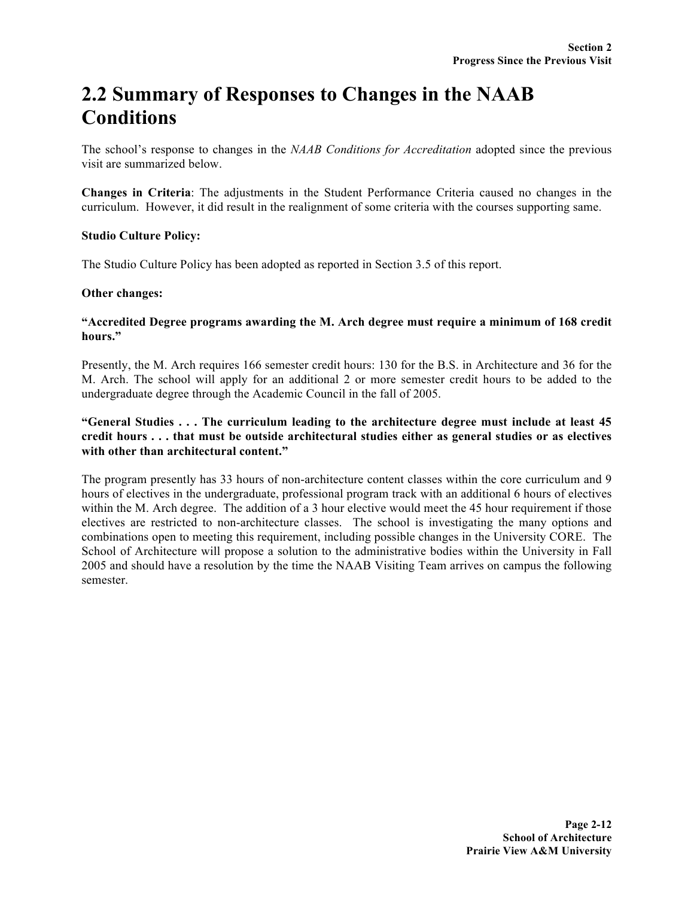## 2.2 Summary of Responses to Changes in the NAAB Conditions

The school's response to changes in the *NAAB Conditions for Accreditation* adopted since the previous visit are summarized below.

**Changes in Criteria**: The adjustments in the Student Performance Criteria caused no changes in the curriculum. However, it did result in the realignment of some criteria with the courses supporting same.

**Studio Culture Policy:**

The Studio Culture Policy has been adopted as reported in Section 3.5 of this report.

**Other changes:**

**"Accredited Degree programs awarding the M. Arch degree must require a minimum of 168 credit hours."**

Presently, the M. Arch requires 166 semester credit hours: 130 for the B.S. in Architecture and 36 for the M. Arch. The school will apply for an additional 2 or more semester credit hours to be added to the undergraduate degree through the Academic Council in the fall of 2005.

**"General Studies . . . The curriculum leading to the architecture degree must include at least 45 credit hours . . . that must be outside architectural studies either as general studies or as electives with other than architectural content."**

The program presently has 33 hours of non-architecture content classes within the core curriculum and 9 hours of electives in the undergraduate, professional program track with an additional 6 hours of electives within the M. Arch degree. The addition of a 3 hour elective would meet the 45 hour requirement if those electives are restricted to non-architecture classes. The school is investigating the many options and combinations open to meeting this requirement, including possible changes in the University CORE. The School of Architecture will propose a solution to the administrative bodies within the University in Fall 2005 and should have a resolution by the time the NAAB Visiting Team arrives on campus the following semester.